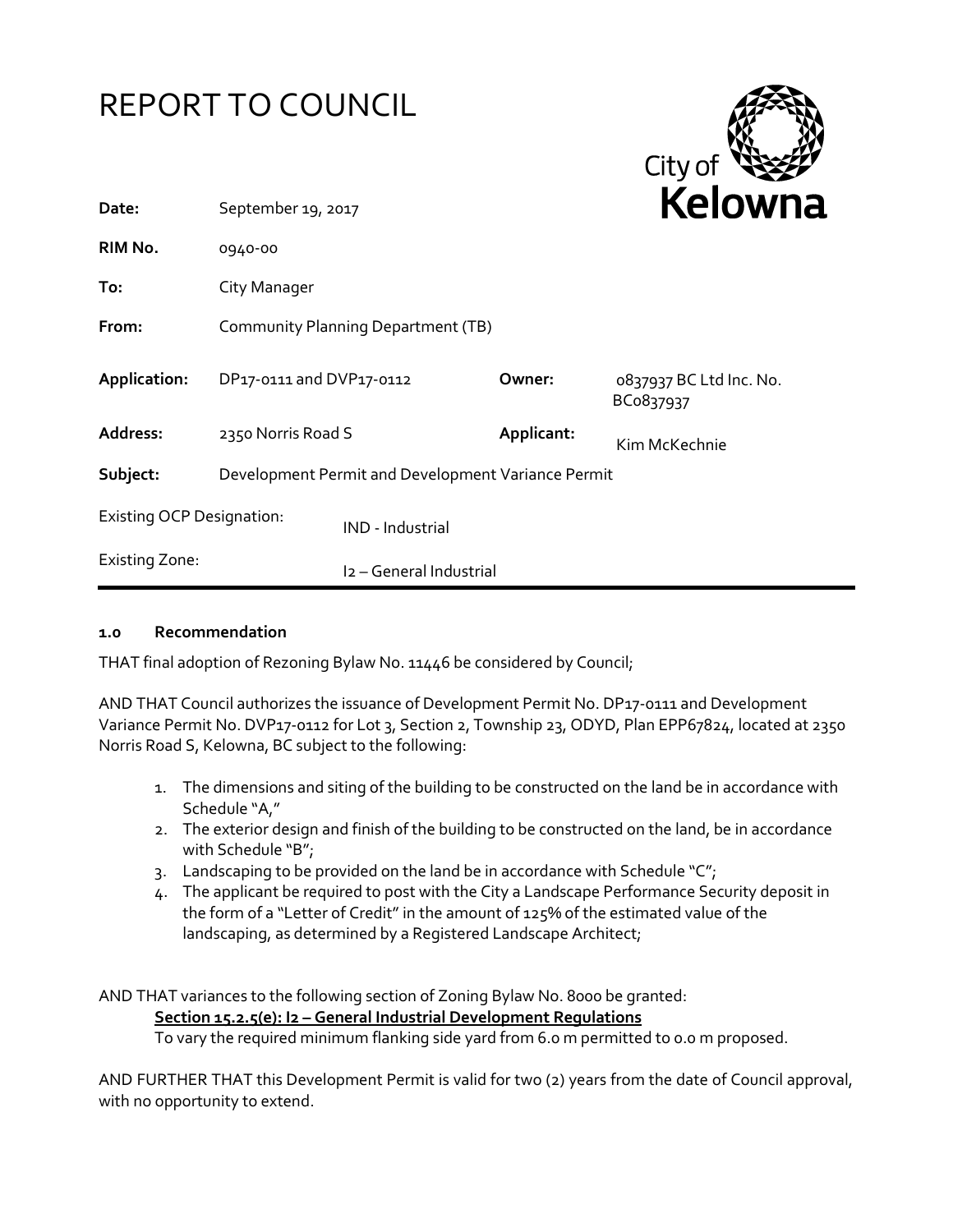# REPORT TO COUNCIL

City of Kelowna

| | | | |
|---|---|---|---|
| **Date:** | September 19, 2017 | | |
| **RIM No.** | 0940-00 | | |
| **To:** | City Manager | | |
| **From:** | Community Planning Department (TB) | | |
| **Application:** | DP17-0111 and DVP17-0112 | **Owner:** | 0837937 BC Ltd Inc. No. BC0837937 |
| **Address:** | 2350 Norris Road S | **Applicant:** | Kim McKechnie |
| **Subject:** | Development Permit and Development Variance Permit | | |
| Existing OCP Designation: | IND - Industrial | | |
| Existing Zone: | I2 – General Industrial | | |

### 1.0 Recommendation

THAT final adoption of Rezoning Bylaw No. 11446 be considered by Council;

AND THAT Council authorizes the issuance of Development Permit No. DP17-0111 and Development Variance Permit No. DVP17-0112 for Lot 3, Section 2, Township 23, ODYD, Plan EPP67824, located at 2350 Norris Road S, Kelowna, BC subject to the following:

1. The dimensions and siting of the building to be constructed on the land be in accordance with Schedule "A,"
2. The exterior design and finish of the building to be constructed on the land, be in accordance with Schedule "B";
3. Landscaping to be provided on the land be in accordance with Schedule "C";
4. The applicant be required to post with the City a Landscape Performance Security deposit in the form of a "Letter of Credit" in the amount of 125% of the estimated value of the landscaping, as determined by a Registered Landscape Architect;

AND THAT variances to the following section of Zoning Bylaw No. 8000 be granted:

**Section 15.2.5(e): I2 – General Industrial Development Regulations**

To vary the required minimum flanking side yard from 6.0 m permitted to 0.0 m proposed.

AND FURTHER THAT this Development Permit is valid for two (2) years from the date of Council approval, with no opportunity to extend.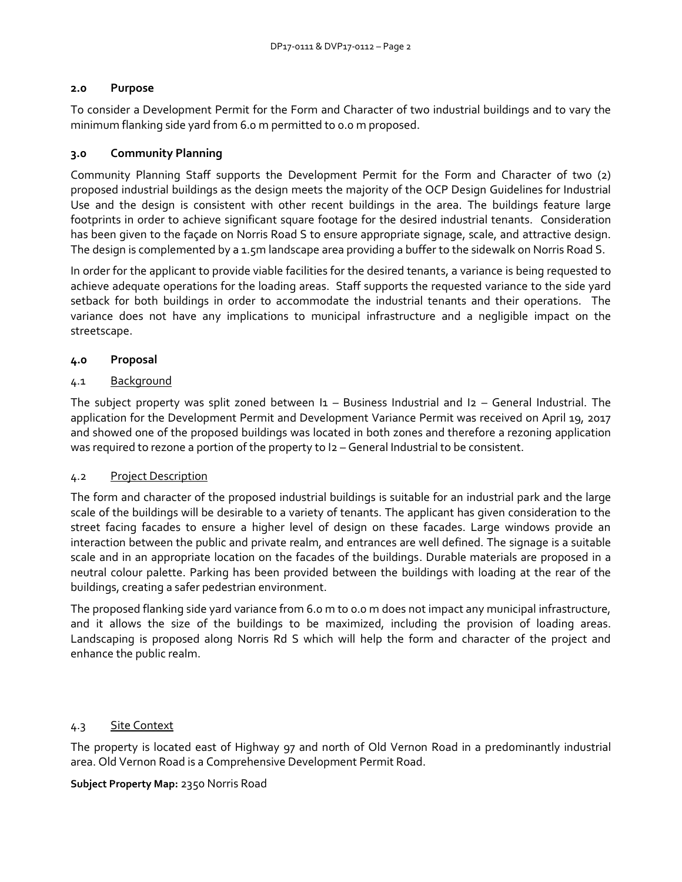## 2.0 Purpose

To consider a Development Permit for the Form and Character of two industrial buildings and to vary the minimum flanking side yard from 6.0 m permitted to 0.0 m proposed.

## 3.0 Community Planning

Community Planning Staff supports the Development Permit for the Form and Character of two (2) proposed industrial buildings as the design meets the majority of the OCP Design Guidelines for Industrial Use and the design is consistent with other recent buildings in the area. The buildings feature large footprints in order to achieve significant square footage for the desired industrial tenants. Consideration has been given to the façade on Norris Road S to ensure appropriate signage, scale, and attractive design. The design is complemented by a 1.5m landscape area providing a buffer to the sidewalk on Norris Road S.

In order for the applicant to provide viable facilities for the desired tenants, a variance is being requested to achieve adequate operations for the loading areas. Staff supports the requested variance to the side yard setback for both buildings in order to accommodate the industrial tenants and their operations. The variance does not have any implications to municipal infrastructure and a negligible impact on the streetscape.

## 4.0 Proposal

### 4.1 Background

The subject property was split zoned between I1 – Business Industrial and I2 – General Industrial. The application for the Development Permit and Development Variance Permit was received on April 19, 2017 and showed one of the proposed buildings was located in both zones and therefore a rezoning application was required to rezone a portion of the property to I2 – General Industrial to be consistent.

### 4.2 Project Description

The form and character of the proposed industrial buildings is suitable for an industrial park and the large scale of the buildings will be desirable to a variety of tenants. The applicant has given consideration to the street facing facades to ensure a higher level of design on these facades. Large windows provide an interaction between the public and private realm, and entrances are well defined. The signage is a suitable scale and in an appropriate location on the facades of the buildings. Durable materials are proposed in a neutral colour palette. Parking has been provided between the buildings with loading at the rear of the buildings, creating a safer pedestrian environment.

The proposed flanking side yard variance from 6.0 m to 0.0 m does not impact any municipal infrastructure, and it allows the size of the buildings to be maximized, including the provision of loading areas. Landscaping is proposed along Norris Rd S which will help the form and character of the project and enhance the public realm.

### 4.3 Site Context

The property is located east of Highway 97 and north of Old Vernon Road in a predominantly industrial area. Old Vernon Road is a Comprehensive Development Permit Road.

**Subject Property Map:** 2350 Norris Road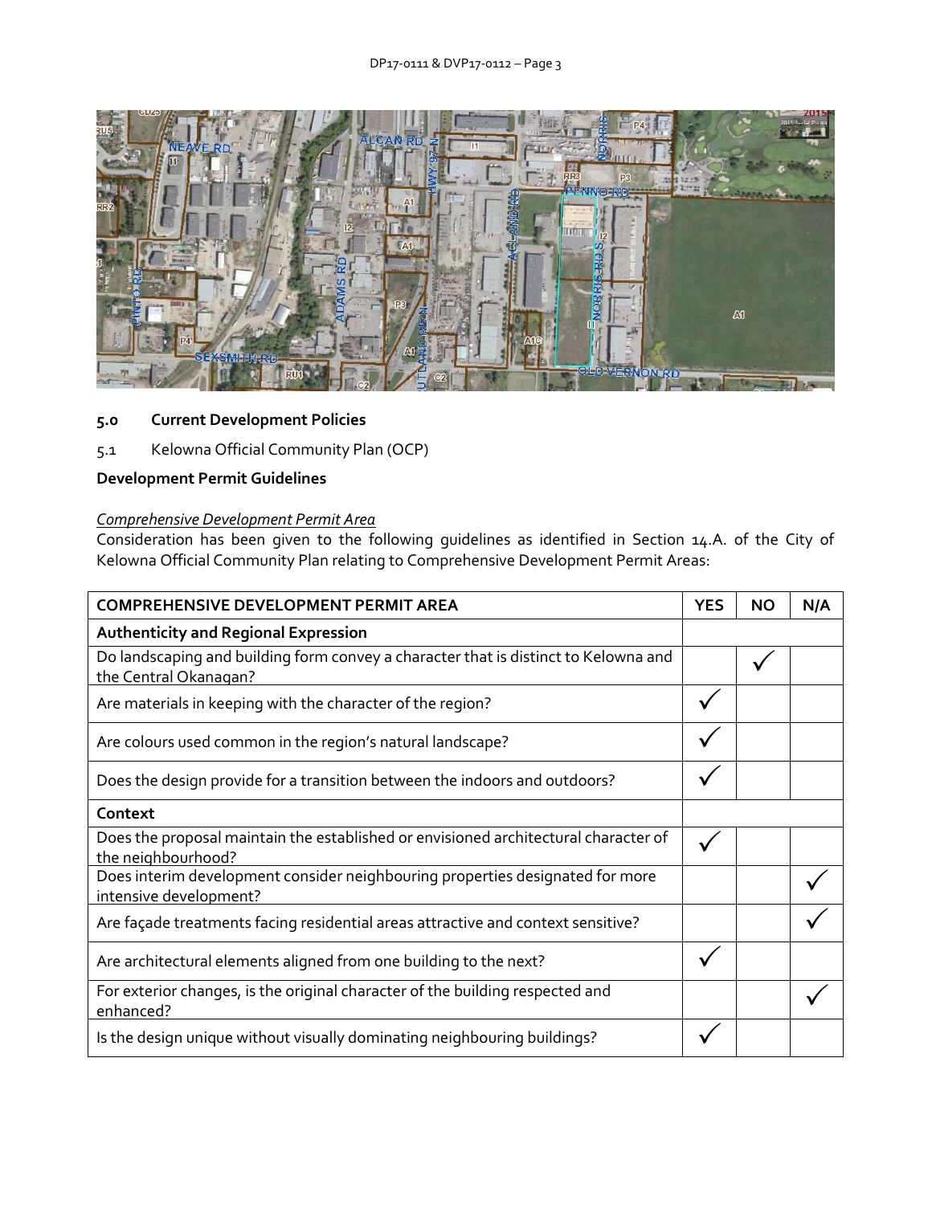## 5.0 Current Development Policies

5.1 Kelowna Official Community Plan (OCP)

**Development Permit Guidelines**

*Comprehensive Development Permit Area*

Consideration has been given to the following guidelines as identified in Section 14.A. of the City of Kelowna Official Community Plan relating to Comprehensive Development Permit Areas:

| COMPREHENSIVE DEVELOPMENT PERMIT AREA | YES | NO | N/A |
|---|---|---|---|
| **Authenticity and Regional Expression** | | | |
| Do landscaping and building form convey a character that is distinct to Kelowna and the Central Okanagan? | | ✓ | |
| Are materials in keeping with the character of the region? | ✓ | | |
| Are colours used common in the region's natural landscape? | ✓ | | |
| Does the design provide for a transition between the indoors and outdoors? | ✓ | | |
| **Context** | | | |
| Does the proposal maintain the established or envisioned architectural character of the neighbourhood? | ✓ | | |
| Does interim development consider neighbouring properties designated for more intensive development? | | | ✓ |
| Are façade treatments facing residential areas attractive and context sensitive? | | | ✓ |
| Are architectural elements aligned from one building to the next? | ✓ | | |
| For exterior changes, is the original character of the building respected and enhanced? | | | ✓ |
| Is the design unique without visually dominating neighbouring buildings? | ✓ | | |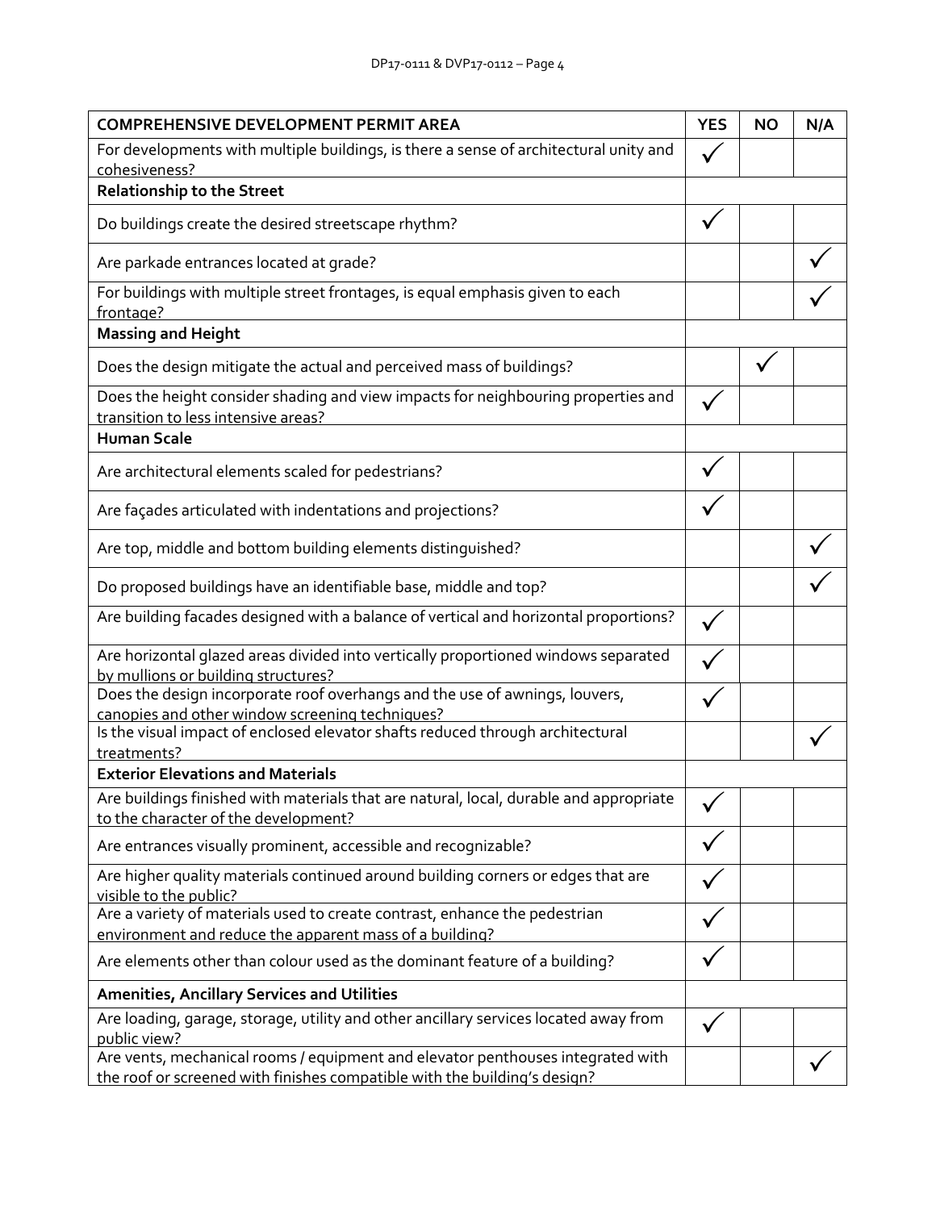| COMPREHENSIVE DEVELOPMENT PERMIT AREA | YES | NO | N/A |
|---|---|---|---|
| For developments with multiple buildings, is there a sense of architectural unity and cohesiveness? | ✓ | | |
| **Relationship to the Street** | | | |
| Do buildings create the desired streetscape rhythm? | ✓ | | |
| Are parkade entrances located at grade? | | | ✓ |
| For buildings with multiple street frontages, is equal emphasis given to each frontage? | | | ✓ |
| **Massing and Height** | | | |
| Does the design mitigate the actual and perceived mass of buildings? | | ✓ | |
| Does the height consider shading and view impacts for neighbouring properties and transition to less intensive areas? | ✓ | | |
| **Human Scale** | | | |
| Are architectural elements scaled for pedestrians? | ✓ | | |
| Are façades articulated with indentations and projections? | ✓ | | |
| Are top, middle and bottom building elements distinguished? | | | ✓ |
| Do proposed buildings have an identifiable base, middle and top? | | | ✓ |
| Are building facades designed with a balance of vertical and horizontal proportions? | ✓ | | |
| Are horizontal glazed areas divided into vertically proportioned windows separated by mullions or building structures? | ✓ | | |
| Does the design incorporate roof overhangs and the use of awnings, louvers, canopies and other window screening techniques? | ✓ | | |
| Is the visual impact of enclosed elevator shafts reduced through architectural treatments? | | | ✓ |
| **Exterior Elevations and Materials** | | | |
| Are buildings finished with materials that are natural, local, durable and appropriate to the character of the development? | ✓ | | |
| Are entrances visually prominent, accessible and recognizable? | ✓ | | |
| Are higher quality materials continued around building corners or edges that are visible to the public? | ✓ | | |
| Are a variety of materials used to create contrast, enhance the pedestrian environment and reduce the apparent mass of a building? | ✓ | | |
| Are elements other than colour used as the dominant feature of a building? | ✓ | | |
| **Amenities, Ancillary Services and Utilities** | | | |
| Are loading, garage, storage, utility and other ancillary services located away from public view? | ✓ | | |
| Are vents, mechanical rooms / equipment and elevator penthouses integrated with the roof or screened with finishes compatible with the building's design? | | | ✓ |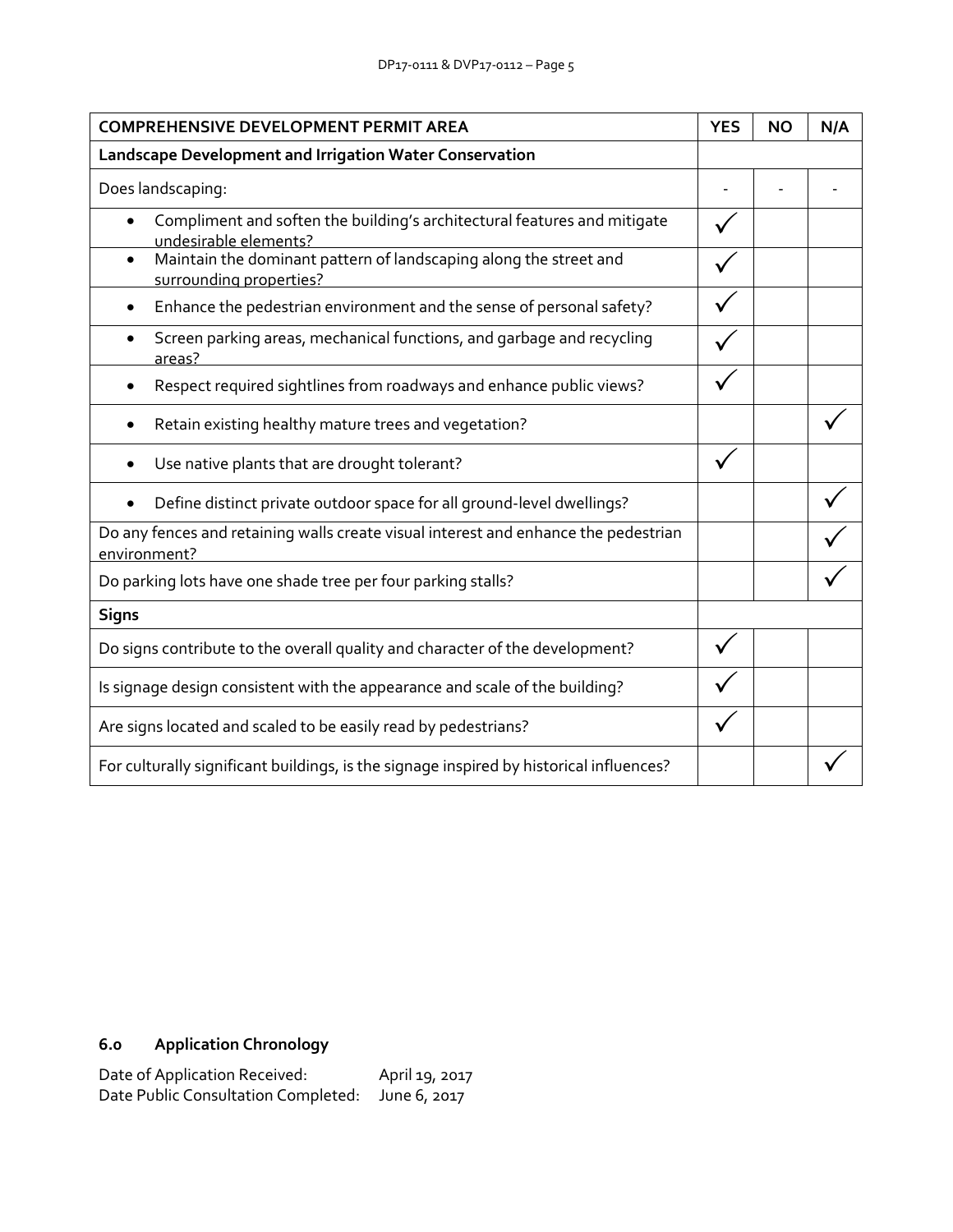| COMPREHENSIVE DEVELOPMENT PERMIT AREA | YES | NO | N/A |
|---|---|---|---|
| **Landscape Development and Irrigation Water Conservation** | | | |
| Does landscaping: | - | - | - |
| • Compliment and soften the building's architectural features and mitigate undesirable elements? | ✓ | | |
| • Maintain the dominant pattern of landscaping along the street and surrounding properties? | ✓ | | |
| • Enhance the pedestrian environment and the sense of personal safety? | ✓ | | |
| • Screen parking areas, mechanical functions, and garbage and recycling areas? | ✓ | | |
| • Respect required sightlines from roadways and enhance public views? | ✓ | | |
| • Retain existing healthy mature trees and vegetation? | | | ✓ |
| • Use native plants that are drought tolerant? | ✓ | | |
| • Define distinct private outdoor space for all ground-level dwellings? | | | ✓ |
| Do any fences and retaining walls create visual interest and enhance the pedestrian environment? | | | ✓ |
| Do parking lots have one shade tree per four parking stalls? | | | ✓ |
| **Signs** | | | |
| Do signs contribute to the overall quality and character of the development? | ✓ | | |
| Is signage design consistent with the appearance and scale of the building? | ✓ | | |
| Are signs located and scaled to be easily read by pedestrians? | ✓ | | |
| For culturally significant buildings, is the signage inspired by historical influences? | | | ✓ |

## 6.0 Application Chronology

Date of Application Received: April 19, 2017
Date Public Consultation Completed: June 6, 2017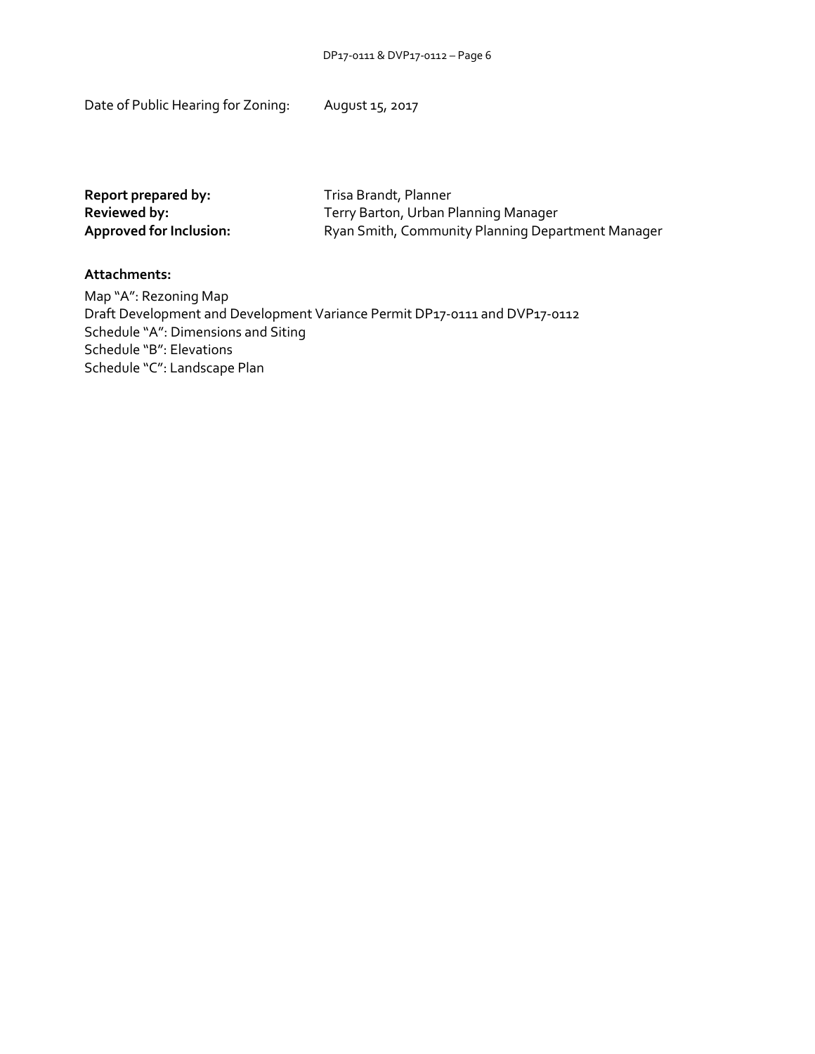Date of Public Hearing for Zoning: August 15, 2017

**Report prepared by:** Trisa Brandt, Planner
**Reviewed by:** Terry Barton, Urban Planning Manager
**Approved for Inclusion:** Ryan Smith, Community Planning Department Manager

**Attachments:**

Map "A": Rezoning Map
Draft Development and Development Variance Permit DP17-0111 and DVP17-0112
Schedule "A": Dimensions and Siting
Schedule "B": Elevations
Schedule "C": Landscape Plan